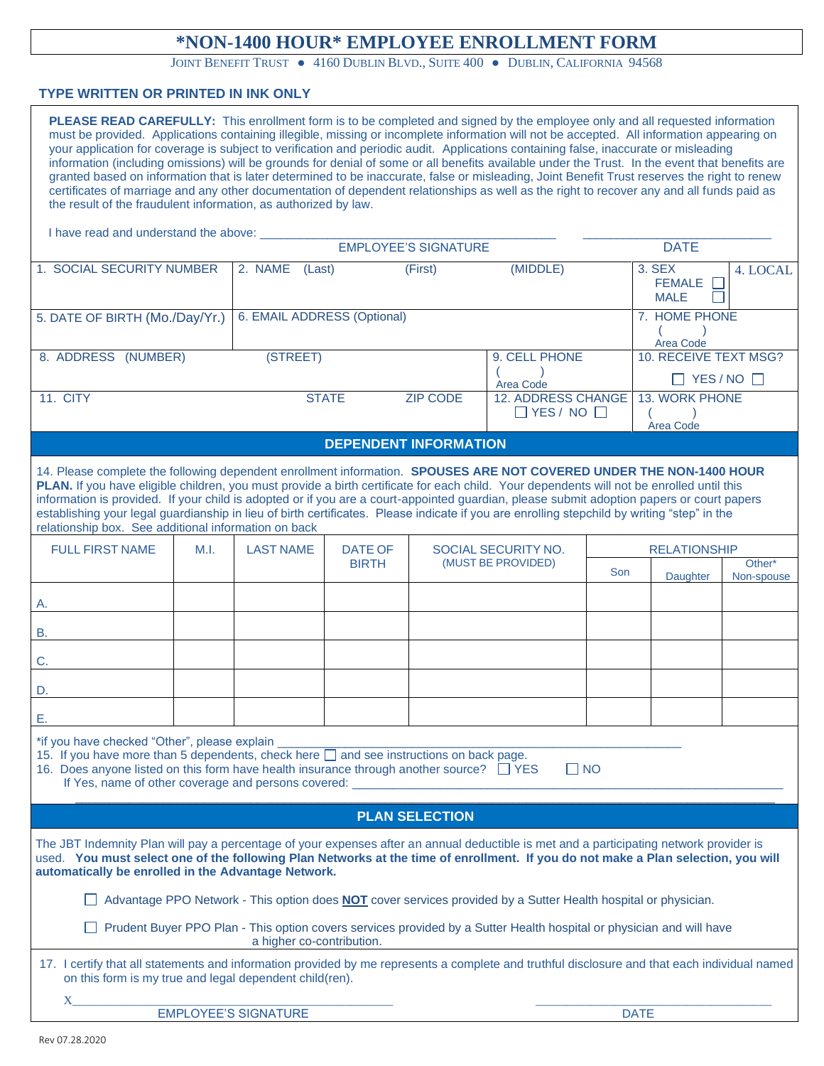# *NON-1400 HOUR* EMPLOYEE ENROLLMENT FORM

JOINT BENEFIT TRUST ● 4160 DUBLIN BLVD., SUITE 400 ● DUBLIN, CALIFORNIA 94568

**TYPE WRITTEN OR PRINTED IN INK ONLY**

**PLEASE READ CAREFULLY:** This enrollment form is to be completed and signed by the employee only and all requested information must be provided. Applications containing illegible, missing or incomplete information will not be accepted. All information appearing on your application for coverage is subject to verification and periodic audit. Applications containing false, inaccurate or misleading information (including omissions) will be grounds for denial of some or all benefits available under the Trust. In the event that benefits are granted based on information that is later determined to be inaccurate, false or misleading, Joint Benefit Trust reserves the right to renew certificates of marriage and any other documentation of dependent relationships as well as the right to recover any and all funds paid as the result of the fraudulent information, as authorized by law.

I have read and understand the above: ______________________________ ______________________

EMPLOYEE'S SIGNATURE DATE

| 1. SOCIAL SECURITY NUMBER | 2. NAME (Last) (First) (MIDDLE) | | 3. SEX FEMALE ☐ MALE ☐ | 4. LOCAL |
|---|---|---|---|---|
| 5. DATE OF BIRTH (Mo./Day/Yr.) | 6. EMAIL ADDRESS (Optional) | | 7. HOME PHONE ( ) Area Code | |
| 8. ADDRESS (NUMBER) (STREET) | | 9. CELL PHONE ( ) Area Code | 10. RECEIVE TEXT MSG? ☐ YES / NO ☐ | |
| 11. CITY STATE ZIP CODE | | 12. ADDRESS CHANGE ☐ YES / NO ☐ | 13. WORK PHONE ( ) Area Code | |

## DEPENDENT INFORMATION

14. Please complete the following dependent enrollment information. **SPOUSES ARE NOT COVERED UNDER THE NON-1400 HOUR PLAN.** If you have eligible children, you must provide a birth certificate for each child. Your dependents will not be enrolled until this information is provided. If your child is adopted or if you are a court-appointed guardian, please submit adoption papers or court papers establishing your legal guardianship in lieu of birth certificates. Please indicate if you are enrolling stepchild by writing "step" in the relationship box. See additional information on back

| FULL FIRST NAME | M.I. | LAST NAME | DATE OF BIRTH | SOCIAL SECURITY NO. (MUST BE PROVIDED) | RELATIONSHIP | | |
|---|---|---|---|---|---|---|---|
| | | | | | Son | Daughter | Other* Non-spouse |
| A. | | | | | | | |
| B. | | | | | | | |
| C. | | | | | | | |
| D. | | | | | | | |
| E. | | | | | | | |

*if you have checked "Other", please explain ______________________________

15. If you have more than 5 dependents, check here ☐ and see instructions on back page.
16. Does anyone listed on this form have health insurance through another source? ☐ YES ☐ NO
    If Yes, name of other coverage and persons covered: ______________________________

## PLAN SELECTION

The JBT Indemnity Plan will pay a percentage of your expenses after an annual deductible is met and a participating network provider is used. **You must select one of the following Plan Networks at the time of enrollment. If you do not make a Plan selection, you will automatically be enrolled in the Advantage Network.**

☐ Advantage PPO Network - This option does **NOT** cover services provided by a Sutter Health hospital or physician.

☐ Prudent Buyer PPO Plan - This option covers services provided by a Sutter Health hospital or physician and will have a higher co-contribution.

17. I certify that all statements and information provided by me represents a complete and truthful disclosure and that each individual named on this form is my true and legal dependent child(ren).

X______________________________ ______________________

EMPLOYEE'S SIGNATURE DATE

Rev 07.28.2020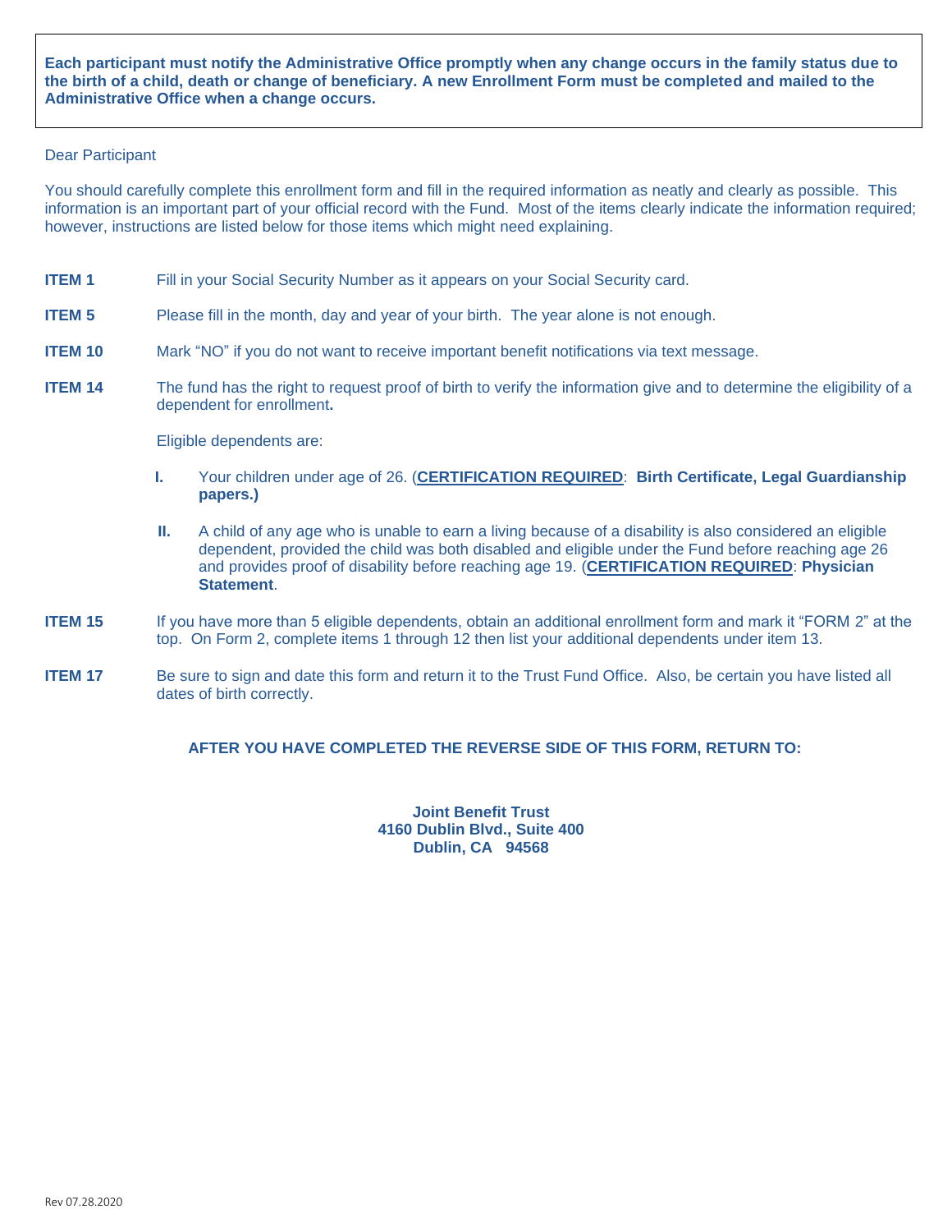**Each participant must notify the Administrative Office promptly when any change occurs in the family status due to the birth of a child, death or change of beneficiary. A new Enrollment Form must be completed and mailed to the Administrative Office when a change occurs.**

Dear Participant

You should carefully complete this enrollment form and fill in the required information as neatly and clearly as possible. This information is an important part of your official record with the Fund. Most of the items clearly indicate the information required; however, instructions are listed below for those items which might need explaining.

**ITEM 1** Fill in your Social Security Number as it appears on your Social Security card.

**ITEM 5** Please fill in the month, day and year of your birth. The year alone is not enough.

**ITEM 10** Mark "NO" if you do not want to receive important benefit notifications via text message.

**ITEM 14** The fund has the right to request proof of birth to verify the information give and to determine the eligibility of a dependent for enrollment**.**

Eligible dependents are:

- **I.** Your children under age of 26. (**CERTIFICATION REQUIRED**: **Birth Certificate, Legal Guardianship papers.)**
- **II.** A child of any age who is unable to earn a living because of a disability is also considered an eligible dependent, provided the child was both disabled and eligible under the Fund before reaching age 26 and provides proof of disability before reaching age 19. (**CERTIFICATION REQUIRED**: **Physician Statement**.

**ITEM 15** If you have more than 5 eligible dependents, obtain an additional enrollment form and mark it "FORM 2" at the top. On Form 2, complete items 1 through 12 then list your additional dependents under item 13.

**ITEM 17** Be sure to sign and date this form and return it to the Trust Fund Office. Also, be certain you have listed all dates of birth correctly.

**AFTER YOU HAVE COMPLETED THE REVERSE SIDE OF THIS FORM, RETURN TO:**

**Joint Benefit Trust**
**4160 Dublin Blvd., Suite 400**
**Dublin, CA 94568**

Rev 07.28.2020